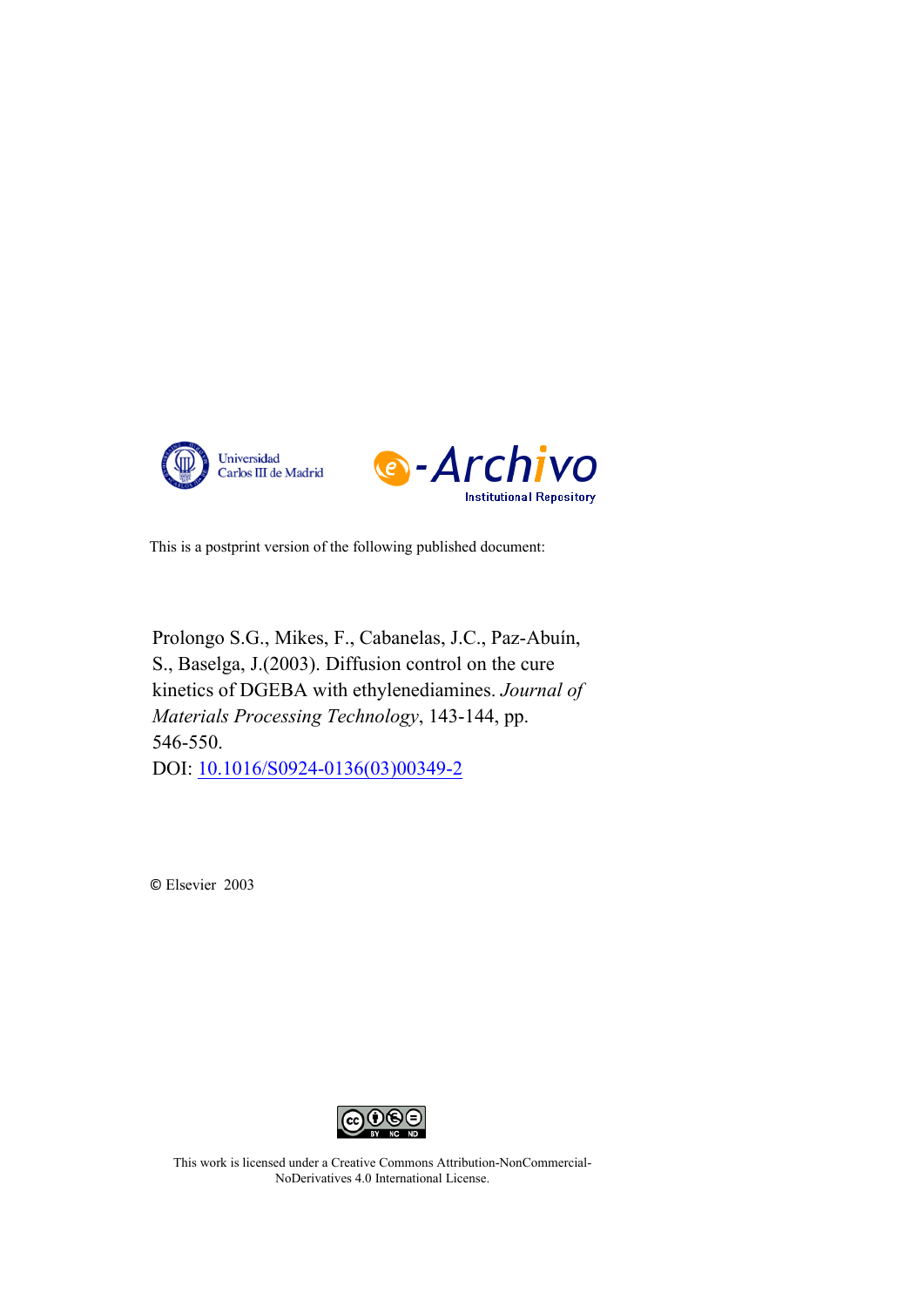Universidad Carlos III de Madrid

e-Archivo Institutional Repository

This is a postprint version of the following published document:

Prolongo S.G., Mikes, F., Cabanelas, J.C., Paz-Abuín, S., Baselga, J.(2003). Diffusion control on the cure kinetics of DGEBA with ethylenediamines. *Journal of Materials Processing Technology*, 143-144, pp. 546-550.
DOI: [10.1016/S0924-0136(03)00349-2](https://doi.org/10.1016/S0924-0136(03)00349-2)

© Elsevier 2003

This work is licensed under a Creative Commons Attribution-NonCommercial-NoDerivatives 4.0 International License.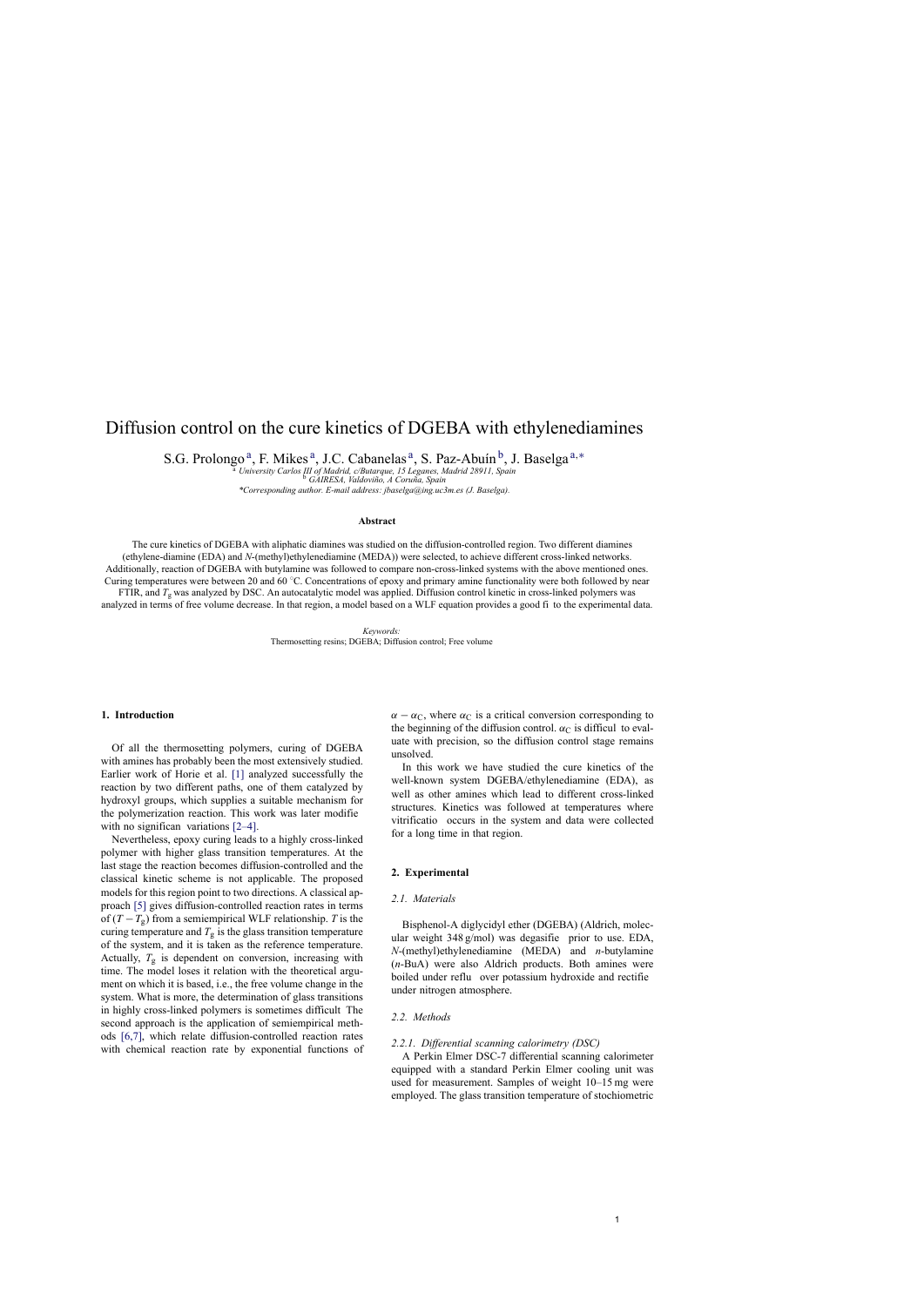# Diffusion control on the cure kinetics of DGEBA with ethylenediamines

S.G. Prolongo [a], F. Mikes [a], J.C. Cabanelas [a], S. Paz-Abuín [b], J. Baselga [a,*]

[a] University Carlos III of Madrid, c/Butarque, 15 Leganes, Madrid 28911, Spain
[b] GAIRESA, Valdoviño, A Coruña, Spain
*Corresponding author. E-mail address: jbaselga@ing.uc3m.es (J. Baselga).

**Abstract**

The cure kinetics of DGEBA with aliphatic diamines was studied on the diffusion-controlled region. Two different diamines (ethylene-diamine (EDA) and *N*-(methyl)ethylenediamine (MEDA)) were selected, to achieve different cross-linked networks. Additionally, reaction of DGEBA with butylamine was followed to compare non-cross-linked systems with the above mentioned ones. Curing temperatures were between 20 and 60 °C. Concentrations of epoxy and primary amine functionality were both followed by near FTIR, and $T_g$ was analyzed by DSC. An autocatalytic model was applied. Diffusion control kinetic in cross-linked polymers was analyzed in terms of free volume decrease. In that region, a model based on a WLF equation provides a good fi to the experimental data.

*Keywords:*
Thermosetting resins; DGEBA; Diffusion control; Free volume

## 1. Introduction

Of all the thermosetting polymers, curing of DGEBA with amines has probably been the most extensively studied. Earlier work of Horie et al. [1] analyzed successfully the reaction by two different paths, one of them catalyzed by hydroxyl groups, which supplies a suitable mechanism for the polymerization reaction. This work was later modifie with no significan variations [2–4].

Nevertheless, epoxy curing leads to a highly cross-linked polymer with higher glass transition temperatures. At the last stage the reaction becomes diffusion-controlled and the classical kinetic scheme is not applicable. The proposed models for this region point to two directions. A classical approach [5] gives diffusion-controlled reaction rates in terms of $(T - T_g)$ from a semiempirical WLF relationship. $T$ is the curing temperature and $T_g$ is the glass transition temperature of the system, and it is taken as the reference temperature. Actually, $T_g$ is dependent on conversion, increasing with time. The model loses it relation with the theoretical argument on which it is based, i.e., the free volume change in the system. What is more, the determination of glass transitions in highly cross-linked polymers is sometimes difficult The second approach is the application of semiempirical methods [6,7], which relate diffusion-controlled reaction rates with chemical reaction rate by exponential functions of $\alpha - \alpha_C$, where $\alpha_C$ is a critical conversion corresponding to the beginning of the diffusion control. $\alpha_C$ is difficul to evaluate with precision, so the diffusion control stage remains unsolved.

In this work we have studied the cure kinetics of the well-known system DGEBA/ethylenediamine (EDA), as well as other amines which lead to different cross-linked structures. Kinetics was followed at temperatures where vitrificatio occurs in the system and data were collected for a long time in that region.

## 2. Experimental

### 2.1. Materials

Bisphenol-A diglycidyl ether (DGEBA) (Aldrich, molecular weight 348 g/mol) was degasifie prior to use. EDA, *N*-(methyl)ethylenediamine (MEDA) and *n*-butylamine (*n*-BuA) were also Aldrich products. Both amines were boiled under reflu over potassium hydroxide and rectifie under nitrogen atmosphere.

### 2.2. Methods

#### 2.2.1. Differential scanning calorimetry (DSC)

A Perkin Elmer DSC-7 differential scanning calorimeter equipped with a standard Perkin Elmer cooling unit was used for measurement. Samples of weight 10–15 mg were employed. The glass transition temperature of stoichiometric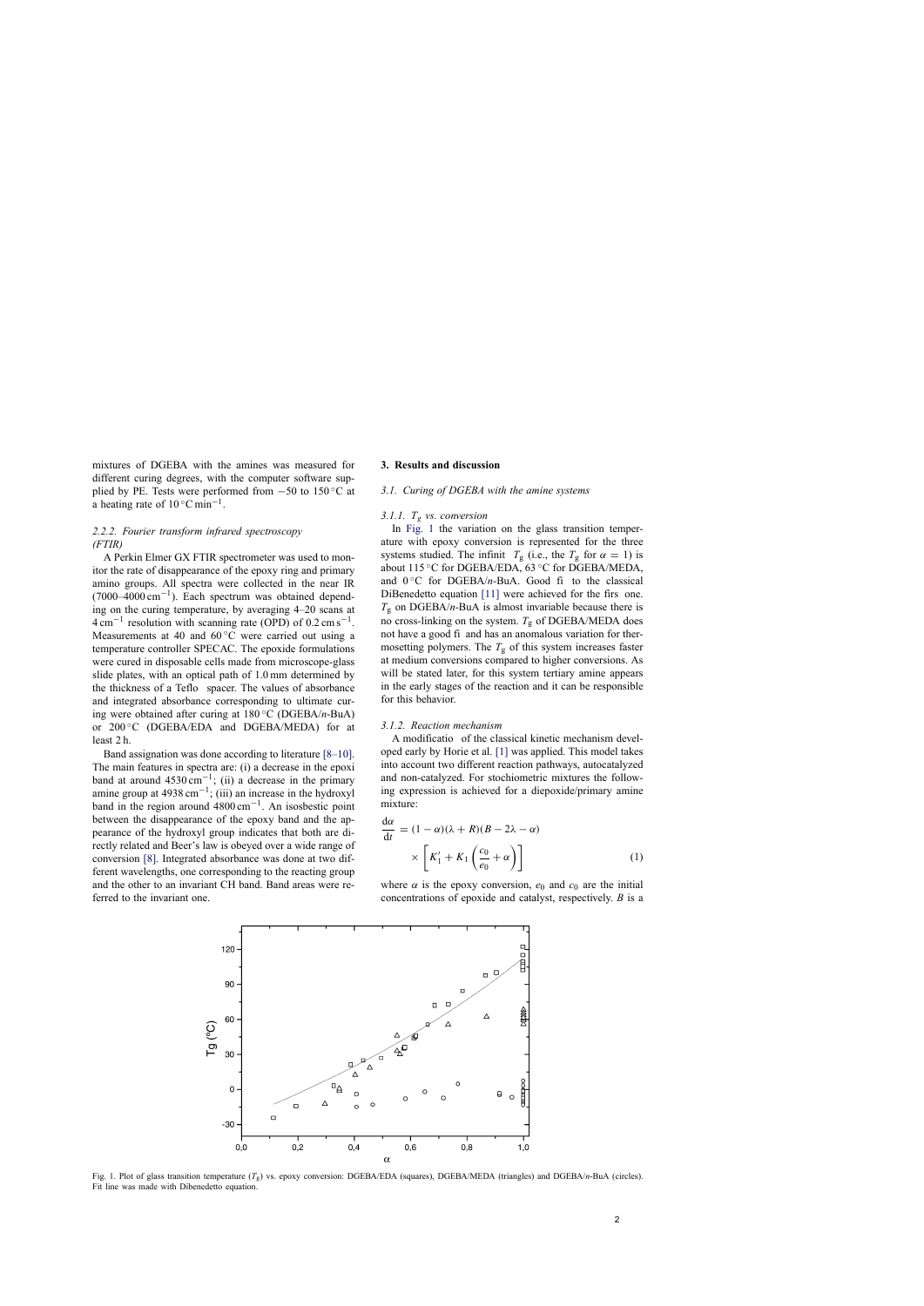mixtures of DGEBA with the amines was measured for different curing degrees, with the computer software supplied by PE. Tests were performed from −50 to 150 °C at a heating rate of 10 °C min$^{-1}$.

#### 2.2.2. Fourier transform infrared spectroscopy (FTIR)

A Perkin Elmer GX FTIR spectrometer was used to monitor the rate of disappearance of the epoxy ring and primary amino groups. All spectra were collected in the near IR (7000–4000 cm$^{-1}$). Each spectrum was obtained depending on the curing temperature, by averaging 4–20 scans at 4 cm$^{-1}$ resolution with scanning rate (OPD) of 0.2 cm s$^{-1}$. Measurements at 40 and 60 °C were carried out using a temperature controller SPECAC. The epoxide formulations were cured in disposable cells made from microscope-glass slide plates, with an optical path of 1.0 mm determined by the thickness of a Teflo spacer. The values of absorbance and integrated absorbance corresponding to ultimate curing were obtained after curing at 180 °C (DGEBA/*n*-BuA) or 200 °C (DGEBA/EDA and DGEBA/MEDA) for at least 2 h.

Band assignation was done according to literature [8–10]. The main features in spectra are: (i) a decrease in the epoxi band at around 4530 cm$^{-1}$; (ii) a decrease in the primary amine group at 4938 cm$^{-1}$; (iii) an increase in the hydroxyl band in the region around 4800 cm$^{-1}$. An isosbestic point between the disappearance of the epoxy band and the appearance of the hydroxyl group indicates that both are directly related and Beer's law is obeyed over a wide range of conversion [8]. Integrated absorbance was done at two different wavelengths, one corresponding to the reacting group and the other to an invariant CH band. Band areas were referred to the invariant one.

## 3. Results and discussion

### 3.1. Curing of DGEBA with the amine systems

#### 3.1.1. $T_g$ vs. conversion

In Fig. 1 the variation on the glass transition temperature with epoxy conversion is represented for the three systems studied. The infinit $T_g$ (i.e., the $T_g$ for $\alpha = 1$) is about 115 °C for DGEBA/EDA, 63 °C for DGEBA/MEDA, and 0 °C for DGEBA/*n*-BuA. Good fi to the classical DiBenedetto equation [11] were achieved for the firs one. $T_g$ on DGEBA/*n*-BuA is almost invariable because there is no cross-linking on the system. $T_g$ of DGEBA/MEDA does not have a good fi and has an anomalous variation for thermosetting polymers. The $T_g$ of this system increases faster at medium conversions compared to higher conversions. As will be stated later, for this system tertiary amine appears in the early stages of the reaction and it can be responsible for this behavior.

#### 3.1.2. Reaction mechanism

A modificatio of the classical kinetic mechanism developed early by Horie et al. [1] was applied. This model takes into account two different reaction pathways, autocatalyzed and non-catalyzed. For stoichiometric mixtures the following expression is achieved for a diepoxide/primary amine mixture:

$$\frac{d\alpha}{dt} = (1-\alpha)(\lambda + R)(B - 2\lambda - \alpha) \times \left[K_1' + K_1\left(\frac{c_0}{e_0} + \alpha\right)\right] \tag{1}$$

where $\alpha$ is the epoxy conversion, $e_0$ and $c_0$ are the initial concentrations of epoxide and catalyst, respectively. $B$ is a

Fig. 1. Plot of glass transition temperature ($T_g$) vs. epoxy conversion: DGEBA/EDA (squares), DGEBA/MEDA (triangles) and DGEBA/*n*-BuA (circles). Fit line was made with Dibenedetto equation.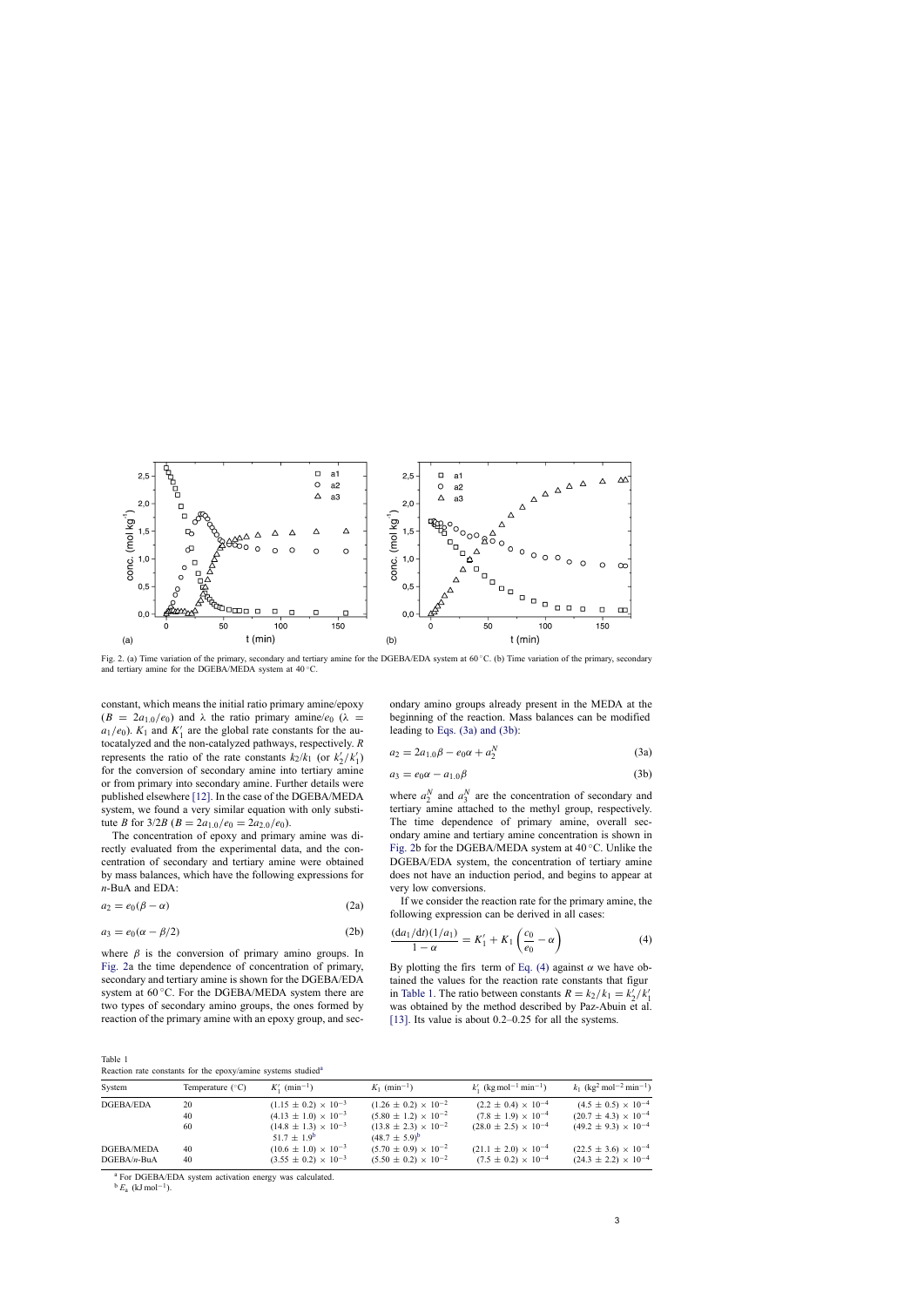Fig. 2. (a) Time variation of the primary, secondary and tertiary amine for the DGEBA/EDA system at 60 °C. (b) Time variation of the primary, secondary and tertiary amine for the DGEBA/MEDA system at 40 °C.

constant, which means the initial ratio primary amine/epoxy ($B = 2a_{1,0}/e_0$) and $\lambda$ the ratio primary amine/$e_0$ ($\lambda = a_1/e_0$). $K_1$ and $K_1'$ are the global rate constants for the autocatalyzed and the non-catalyzed pathways, respectively. $R$ represents the ratio of the rate constants $k_2/k_1$ (or $k_2'/k_1'$) for the conversion of secondary amine into tertiary amine or from primary into secondary amine. Further details were published elsewhere [12]. In the case of the DGEBA/MEDA system, we found a very similar equation with only substitute $B$ for $3/2B$ ($B = 2a_{1,0}/e_0 = 2a_{2,0}/e_0$).

The concentration of epoxy and primary amine was directly evaluated from the experimental data, and the concentration of secondary and tertiary amine were obtained by mass balances, which have the following expressions for *n*-BuA and EDA:

$$a_2 = e_0(\beta - \alpha) \tag{2a}$$

$$a_3 = e_0(\alpha - \beta/2) \tag{2b}$$

where $\beta$ is the conversion of primary amino groups. In Fig. 2a the time dependence of concentration of primary, secondary and tertiary amine is shown for the DGEBA/EDA system at 60 °C. For the DGEBA/MEDA system there are two types of secondary amino groups, the ones formed by reaction of the primary amine with an epoxy group, and secondary amino groups already present in the MEDA at the beginning of the reaction. Mass balances can be modified leading to Eqs. (3a) and (3b):

$$a_2 = 2a_{1,0}\beta - e_0\alpha + a_2^N \tag{3a}$$

$$a_3 = e_0\alpha - a_{1,0}\beta \tag{3b}$$

where $a_2^N$ and $a_3^N$ are the concentration of secondary and tertiary amine attached to the methyl group, respectively. The time dependence of primary amine, overall secondary amine and tertiary amine concentration is shown in Fig. 2b for the DGEBA/MEDA system at 40 °C. Unlike the DGEBA/EDA system, the concentration of tertiary amine does not have an induction period, and begins to appear at very low conversions.

If we consider the reaction rate for the primary amine, the following expression can be derived in all cases:

$$\frac{(\mathrm{d}a_1/\mathrm{d}t)(1/a_1)}{1-\alpha} = K_1' + K_1\left(\frac{c_0}{e_0} - \alpha\right) \tag{4}$$

By plotting the firs term of Eq. (4) against $\alpha$ we have obtained the values for the reaction rate constants that figur in Table 1. The ratio between constants $R = k_2/k_1 = k_2'/k_1'$ was obtained by the method described by Paz-Abuin et al. [13]. Its value is about 0.2–0.25 for all the systems.

Table 1
Reaction rate constants for the epoxy/amine systems studied[a]

| System | Temperature (°C) | $K_1'$ (min$^{-1}$) | $K_1$ (min$^{-1}$) | $k_1'$ (kg mol$^{-1}$ min$^{-1}$) | $k_1$ (kg$^2$ mol$^{-2}$ min$^{-1}$) |
|---|---|---|---|---|---|
| DGEBA/EDA | 20 | $(1.15 \pm 0.2) \times 10^{-3}$ | $(1.26 \pm 0.2) \times 10^{-2}$ | $(2.2 \pm 0.4) \times 10^{-4}$ | $(4.5 \pm 0.5) \times 10^{-4}$ |
| | 40 | $(4.13 \pm 1.0) \times 10^{-3}$ | $(5.80 \pm 1.2) \times 10^{-2}$ | $(7.8 \pm 1.9) \times 10^{-4}$ | $(20.7 \pm 4.3) \times 10^{-4}$ |
| | 60 | $(14.8 \pm 1.3) \times 10^{-3}$ | $(13.8 \pm 2.3) \times 10^{-2}$ | $(28.0 \pm 2.5) \times 10^{-4}$ | $(49.2 \pm 9.3) \times 10^{-4}$ |
| | | $51.7 \pm 1.9$[b] | $(48.7 \pm 5.9)$[b] | | |
| DGEBA/MEDA | 40 | $(10.6 \pm 1.0) \times 10^{-3}$ | $(5.70 \pm 0.9) \times 10^{-2}$ | $(21.1 \pm 2.0) \times 10^{-4}$ | $(22.5 \pm 3.6) \times 10^{-4}$ |
| DGEBA/*n*-BuA | 40 | $(3.55 \pm 0.2) \times 10^{-3}$ | $(5.50 \pm 0.2) \times 10^{-2}$ | $(7.5 \pm 0.2) \times 10^{-4}$ | $(24.3 \pm 2.2) \times 10^{-4}$ |

[a] For DGEBA/EDA system activation energy was calculated.
[b] $E_a$ (kJ mol$^{-1}$).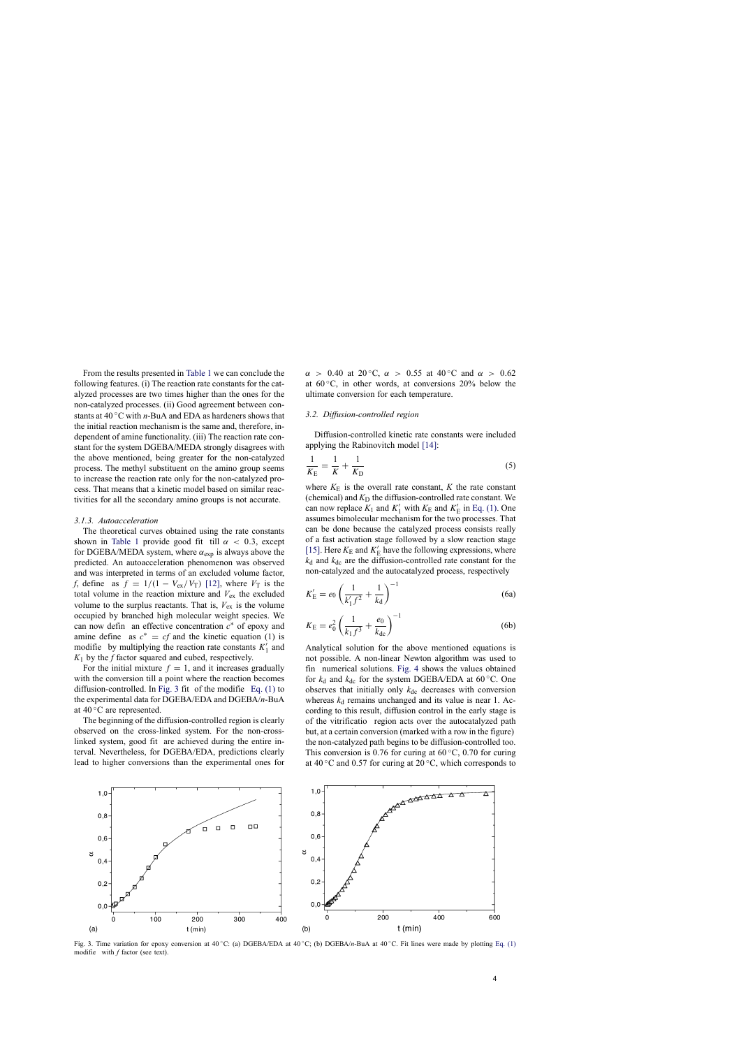From the results presented in Table 1 we can conclude the following features. (i) The reaction rate constants for the catalyzed processes are two times higher than the ones for the non-catalyzed processes. (ii) Good agreement between constants at 40 °C with *n*-BuA and EDA as hardeners shows that the initial reaction mechanism is the same and, therefore, independent of amine functionality. (iii) The reaction rate constant for the system DGEBA/MEDA strongly disagrees with the above mentioned, being greater for the non-catalyzed process. The methyl substituent on the amino group seems to increase the reaction rate only for the non-catalyzed process. That means that a kinetic model based on similar reactivities for all the secondary amino groups is not accurate.

#### 3.1.3. Autoacceleration

The theoretical curves obtained using the rate constants shown in Table 1 provide good fit till $\alpha < 0.3$, except for DGEBA/MEDA system, where $\alpha_{\text{exp}}$ is always above the predicted. An autoacceleration phenomenon was observed and was interpreted in terms of an excluded volume factor, *f*, define as $f = 1/(1 - V_{\text{ex}}/V_{\text{T}})$ [12], where $V_{\text{T}}$ is the total volume in the reaction mixture and $V_{\text{ex}}$ the excluded volume to the surplus reactants. That is, $V_{\text{ex}}$ is the volume occupied by branched high molecular weight species. We can now defin an effective concentration $c^*$ of epoxy and amine define as $c^* = cf$ and the kinetic equation (1) is modifie by multiplying the reaction rate constants $K_1'$ and $K_1$ by the *f* factor squared and cubed, respectively.

For the initial mixture $f = 1$, and it increases gradually with the conversion till a point where the reaction becomes diffusion-controlled. In Fig. 3 fit of the modifie Eq. (1) to the experimental data for DGEBA/EDA and DGEBA/*n*-BuA at 40 °C are represented.

The beginning of the diffusion-controlled region is clearly observed on the cross-linked system. For the non-cross-linked system, good fit are achieved during the entire interval. Nevertheless, for DGEBA/EDA, predictions clearly lead to higher conversions than the experimental ones for $\alpha > 0.40$ at 20 °C, $\alpha > 0.55$ at 40 °C and $\alpha > 0.62$ at 60 °C, in other words, at conversions 20% below the ultimate conversion for each temperature.

### 3.2. Diffusion-controlled region

Diffusion-controlled kinetic rate constants were included applying the Rabinovitch model [14]:

$$\frac{1}{K_{\text{E}}} = \frac{1}{K} + \frac{1}{K_{\text{D}}} \tag{5}$$

where $K_{\text{E}}$ is the overall rate constant, $K$ the rate constant (chemical) and $K_{\text{D}}$ the diffusion-controlled rate constant. We can now replace $K_1$ and $K_1'$ with $K_{\text{E}}$ and $K_{\text{E}}'$ in Eq. (1). One assumes bimolecular mechanism for the two processes. That can be done because the catalyzed process consists really of a fast activation stage followed by a slow reaction stage [15]. Here $K_{\text{E}}$ and $K_{\text{E}}'$ have the following expressions, where $k_{\text{d}}$ and $k_{\text{dc}}$ are the diffusion-controlled rate constant for the non-catalyzed and the autocatalyzed process, respectively

$$K_{\text{E}}' = e_0 \left( \frac{1}{k_1' f^2} + \frac{1}{k_{\text{d}}} \right)^{-1} \tag{6a}$$

$$K_{\text{E}} = e_0^2 \left( \frac{1}{k_1 f^3} + \frac{e_0}{k_{\text{dc}}} \right)^{-1} \tag{6b}$$

Analytical solution for the above mentioned equations is not possible. A non-linear Newton algorithm was used to fin numerical solutions. Fig. 4 shows the values obtained for $k_{\text{d}}$ and $k_{\text{dc}}$ for the system DGEBA/EDA at 60 °C. One observes that initially only $k_{\text{dc}}$ decreases with conversion whereas $k_{\text{d}}$ remains unchanged and its value is near 1. According to this result, diffusion control in the early stage is of the vitrificatio region acts over the autocatalyzed path but, at a certain conversion (marked with a row in the figure) the non-catalyzed path begins to be diffusion-controlled too. This conversion is 0.76 for curing at 60 °C, 0.70 for curing at 40 °C and 0.57 for curing at 20 °C, which corresponds to

Fig. 3. Time variation for epoxy conversion at 40 °C: (a) DGEBA/EDA at 40 °C; (b) DGEBA/*n*-BuA at 40 °C. Fit lines were made by plotting Eq. (1) modifie with *f* factor (see text).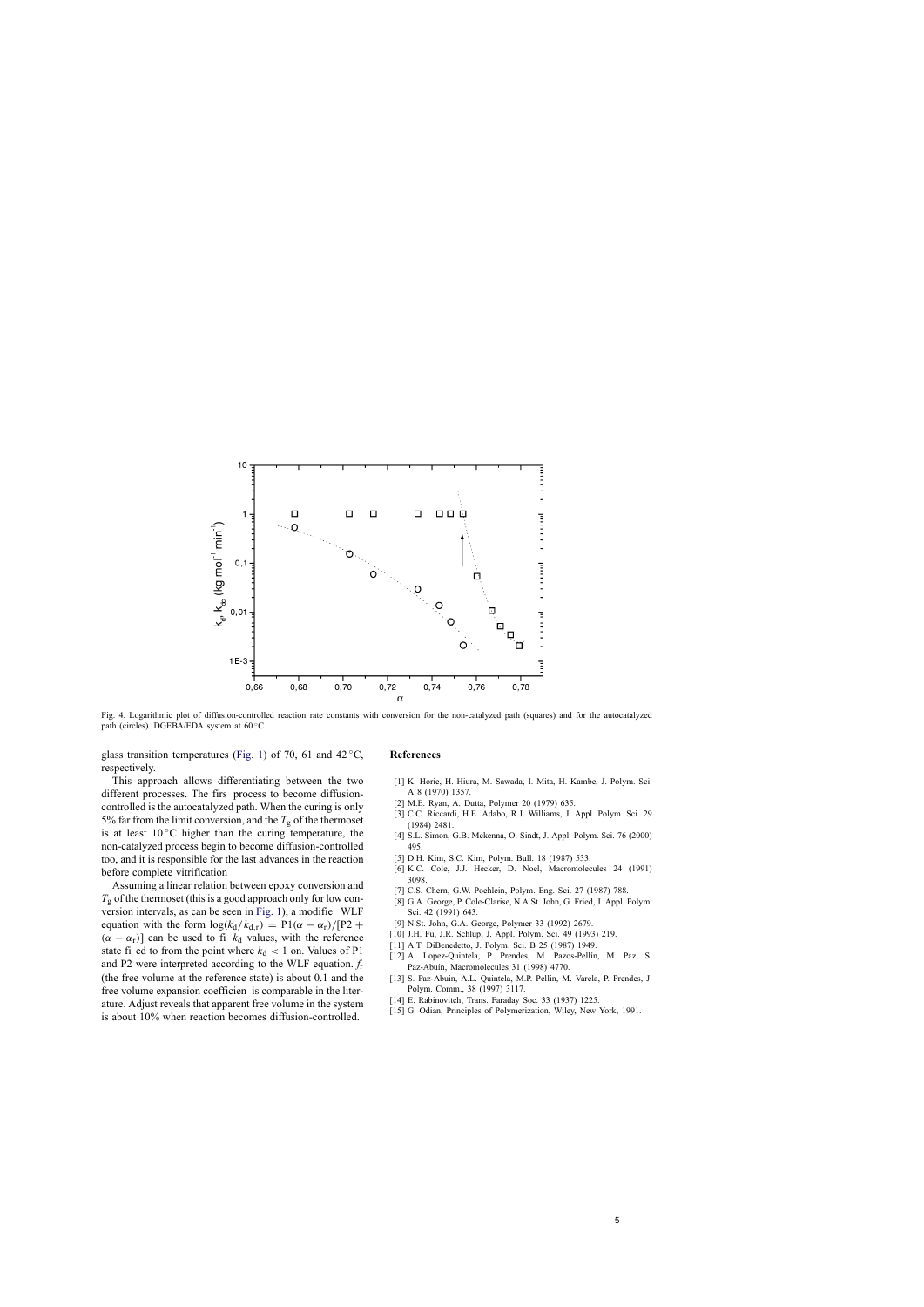10

1

0,1

0,01

1E-3

0,66 0,68 0,70 0,72 0,74 0,76 0,78

$k_d$, $k_\infty$ (kg mol$^{-1}$ min$^{-1}$)

α

Fig. 4. Logarithmic plot of diffusion-controlled reaction rate constants with conversion for the non-catalyzed path (squares) and for the autocatalyzed path (circles). DGEBA/EDA system at 60 °C.

glass transition temperatures (Fig. 1) of 70, 61 and 42 °C, respectively.

This approach allows differentiating between the two different processes. The firs process to become diffusion-controlled is the autocatalyzed path. When the curing is only 5% far from the limit conversion, and the $T_g$ of the thermoset is at least 10 °C higher than the curing temperature, the non-catalyzed process begin to become diffusion-controlled too, and it is responsible for the last advances in the reaction before complete vitrification

Assuming a linear relation between epoxy conversion and $T_g$ of the thermoset (this is a good approach only for low conversion intervals, as can be seen in Fig. 1), a modifie WLF equation with the form $\log(k_d/k_{d,r}) = P1(\alpha - \alpha_r)/[P2 + (\alpha - \alpha_r)]$ can be used to fi $k_d$ values, with the reference state fi ed to from the point where $k_d < 1$ on. Values of P1 and P2 were interpreted according to the WLF equation. $f_r$ (the free volume at the reference state) is about 0.1 and the free volume expansion coefficien is comparable in the literature. Adjust reveals that apparent free volume in the system is about 10% when reaction becomes diffusion-controlled.

## References

[1] K. Horie, H. Hiura, M. Sawada, I. Mita, H. Kambe, J. Polym. Sci. A 8 (1970) 1357.
[2] M.E. Ryan, A. Dutta, Polymer 20 (1979) 635.
[3] C.C. Riccardi, H.E. Adabo, R.J. Williams, J. Appl. Polym. Sci. 29 (1984) 2481.
[4] S.L. Simon, G.B. Mckenna, O. Sindt, J. Appl. Polym. Sci. 76 (2000) 495.
[5] D.H. Kim, S.C. Kim, Polym. Bull. 18 (1987) 533.
[6] K.C. Cole, J.J. Hecker, D. Noel, Macromolecules 24 (1991) 3098.
[7] C.S. Chern, G.W. Poehlein, Polym. Eng. Sci. 27 (1987) 788.
[8] G.A. George, P. Cole-Clarise, N.A.St. John, G. Fried, J. Appl. Polym. Sci. 42 (1991) 643.
[9] N.St. John, G.A. George, Polymer 33 (1992) 2679.
[10] J.H. Fu, J.R. Schlup, J. Appl. Polym. Sci. 49 (1993) 219.
[11] A.T. DiBenedetto, J. Polym. Sci. B 25 (1987) 1949.
[12] A. Lopez-Quintela, P. Prendes, M. Pazos-Pellín, M. Paz, S. Paz-Abuín, Macromolecules 31 (1998) 4770.
[13] S. Paz-Abuin, A.L. Quintela, M.P. Pellin, M. Varela, P. Prendes, J. Polym. Comm., 38 (1997) 3117.
[14] E. Rabinovitch, Trans. Faraday Soc. 33 (1937) 1225.
[15] G. Odian, Principles of Polymerization, Wiley, New York, 1991.